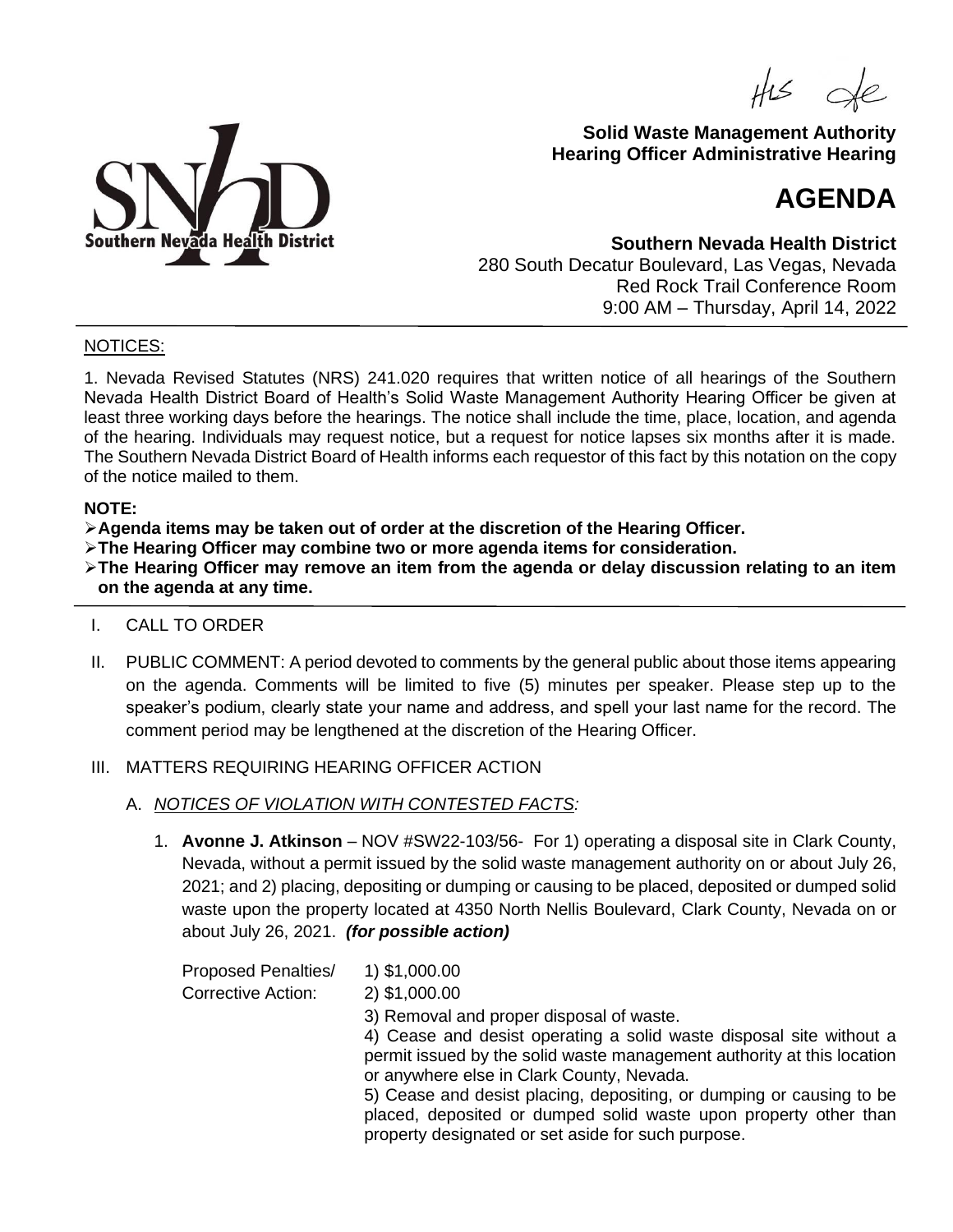**Solid Waste Management Authority**
**Hearing Officer Administrative Hearing**

# AGENDA

**Southern Nevada Health District**
280 South Decatur Boulevard, Las Vegas, Nevada
Red Rock Trail Conference Room
9:00 AM – Thursday, April 14, 2022

NOTICES:

1. Nevada Revised Statutes (NRS) 241.020 requires that written notice of all hearings of the Southern Nevada Health District Board of Health's Solid Waste Management Authority Hearing Officer be given at least three working days before the hearings. The notice shall include the time, place, location, and agenda of the hearing. Individuals may request notice, but a request for notice lapses six months after it is made. The Southern Nevada District Board of Health informs each requestor of this fact by this notation on the copy of the notice mailed to them.

**NOTE:**

- **Agenda items may be taken out of order at the discretion of the Hearing Officer.**
- **The Hearing Officer may combine two or more agenda items for consideration.**
- **The Hearing Officer may remove an item from the agenda or delay discussion relating to an item on the agenda at any time.**

I. CALL TO ORDER

II. PUBLIC COMMENT: A period devoted to comments by the general public about those items appearing on the agenda. Comments will be limited to five (5) minutes per speaker. Please step up to the speaker's podium, clearly state your name and address, and spell your last name for the record. The comment period may be lengthened at the discretion of the Hearing Officer.

III. MATTERS REQUIRING HEARING OFFICER ACTION

A. *NOTICES OF VIOLATION WITH CONTESTED FACTS:*

1. **Avonne J. Atkinson** – NOV #SW22-103/56- For 1) operating a disposal site in Clark County, Nevada, without a permit issued by the solid waste management authority on or about July 26, 2021; and 2) placing, depositing or dumping or causing to be placed, deposited or dumped solid waste upon the property located at 4350 North Nellis Boulevard, Clark County, Nevada on or about July 26, 2021. ***(for possible action)***

Proposed Penalties/ Corrective Action:

1) $1,000.00
2) $1,000.00
3) Removal and proper disposal of waste.
4) Cease and desist operating a solid waste disposal site without a permit issued by the solid waste management authority at this location or anywhere else in Clark County, Nevada.
5) Cease and desist placing, depositing, or dumping or causing to be placed, deposited or dumped solid waste upon property other than property designated or set aside for such purpose.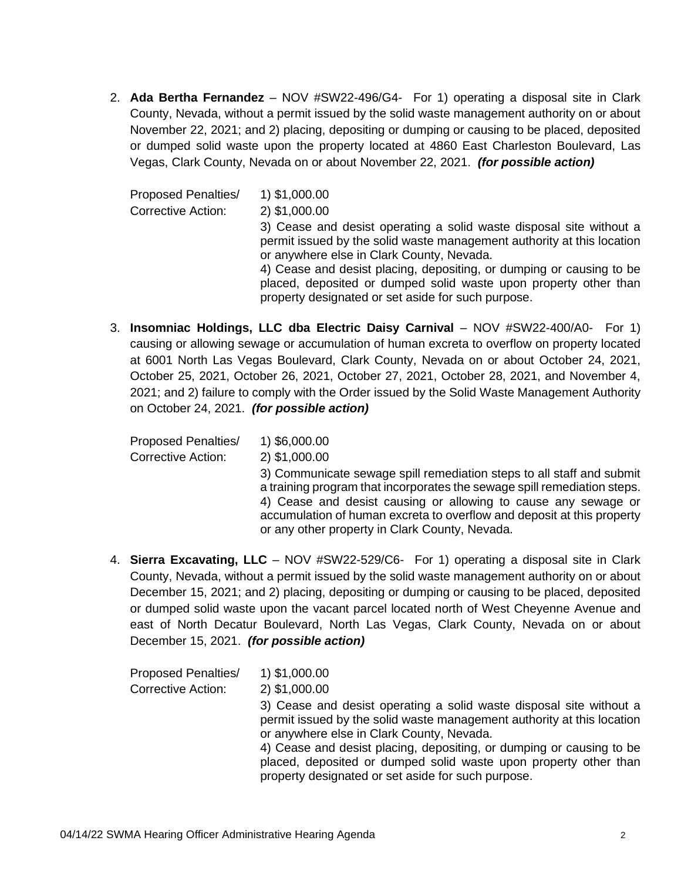2. **Ada Bertha Fernandez** – NOV #SW22-496/G4- For 1) operating a disposal site in Clark County, Nevada, without a permit issued by the solid waste management authority on or about November 22, 2021; and 2) placing, depositing or dumping or causing to be placed, deposited or dumped solid waste upon the property located at 4860 East Charleston Boulevard, Las Vegas, Clark County, Nevada on or about November 22, 2021. ***(for possible action)***

   Proposed Penalties/ Corrective Action:

   1) $1,000.00
   2) $1,000.00
   3) Cease and desist operating a solid waste disposal site without a permit issued by the solid waste management authority at this location or anywhere else in Clark County, Nevada.
   4) Cease and desist placing, depositing, or dumping or causing to be placed, deposited or dumped solid waste upon property other than property designated or set aside for such purpose.

3. **Insomniac Holdings, LLC dba Electric Daisy Carnival** – NOV #SW22-400/A0- For 1) causing or allowing sewage or accumulation of human excreta to overflow on property located at 6001 North Las Vegas Boulevard, Clark County, Nevada on or about October 24, 2021, October 25, 2021, October 26, 2021, October 27, 2021, October 28, 2021, and November 4, 2021; and 2) failure to comply with the Order issued by the Solid Waste Management Authority on October 24, 2021. ***(for possible action)***

   Proposed Penalties/ Corrective Action:

   1) $6,000.00
   2) $1,000.00
   3) Communicate sewage spill remediation steps to all staff and submit a training program that incorporates the sewage spill remediation steps.
   4) Cease and desist causing or allowing to cause any sewage or accumulation of human excreta to overflow and deposit at this property or any other property in Clark County, Nevada.

4. **Sierra Excavating, LLC** – NOV #SW22-529/C6- For 1) operating a disposal site in Clark County, Nevada, without a permit issued by the solid waste management authority on or about December 15, 2021; and 2) placing, depositing or dumping or causing to be placed, deposited or dumped solid waste upon the vacant parcel located north of West Cheyenne Avenue and east of North Decatur Boulevard, North Las Vegas, Clark County, Nevada on or about December 15, 2021. ***(for possible action)***

   Proposed Penalties/ Corrective Action:

   1) $1,000.00
   2) $1,000.00
   3) Cease and desist operating a solid waste disposal site without a permit issued by the solid waste management authority at this location or anywhere else in Clark County, Nevada.
   4) Cease and desist placing, depositing, or dumping or causing to be placed, deposited or dumped solid waste upon property other than property designated or set aside for such purpose.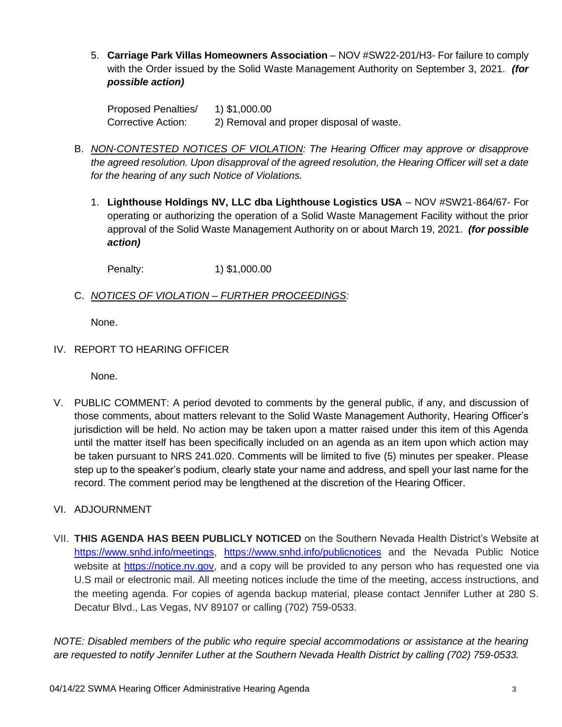5. **Carriage Park Villas Homeowners Association** – NOV #SW22-201/H3- For failure to comply with the Order issued by the Solid Waste Management Authority on September 3, 2021. ***(for possible action)***

   | | |
   |---|---|
   | Proposed Penalties/ | 1) $1,000.00 |
   | Corrective Action: | 2) Removal and proper disposal of waste. |

B. *NON-CONTESTED NOTICES OF VIOLATION: The Hearing Officer may approve or disapprove the agreed resolution. Upon disapproval of the agreed resolution, the Hearing Officer will set a date for the hearing of any such Notice of Violations.*

   1. **Lighthouse Holdings NV, LLC dba Lighthouse Logistics USA** – NOV #SW21-864/67- For operating or authorizing the operation of a Solid Waste Management Facility without the prior approval of the Solid Waste Management Authority on or about March 19, 2021. ***(for possible action)***

      Penalty: 1) $1,000.00

C. *NOTICES OF VIOLATION – FURTHER PROCEEDINGS:*

   None.

IV. REPORT TO HEARING OFFICER

   None.

V. PUBLIC COMMENT: A period devoted to comments by the general public, if any, and discussion of those comments, about matters relevant to the Solid Waste Management Authority, Hearing Officer's jurisdiction will be held. No action may be taken upon a matter raised under this item of this Agenda until the matter itself has been specifically included on an agenda as an item upon which action may be taken pursuant to NRS 241.020. Comments will be limited to five (5) minutes per speaker. Please step up to the speaker's podium, clearly state your name and address, and spell your last name for the record. The comment period may be lengthened at the discretion of the Hearing Officer.

VI. ADJOURNMENT

VII. **THIS AGENDA HAS BEEN PUBLICLY NOTICED** on the Southern Nevada Health District's Website at https://www.snhd.info/meetings, https://www.snhd.info/publicnotices and the Nevada Public Notice website at https://notice.nv.gov, and a copy will be provided to any person who has requested one via U.S mail or electronic mail. All meeting notices include the time of the meeting, access instructions, and the meeting agenda. For copies of agenda backup material, please contact Jennifer Luther at 280 S. Decatur Blvd., Las Vegas, NV 89107 or calling (702) 759-0533.

*NOTE: Disabled members of the public who require special accommodations or assistance at the hearing are requested to notify Jennifer Luther at the Southern Nevada Health District by calling (702) 759-0533.*